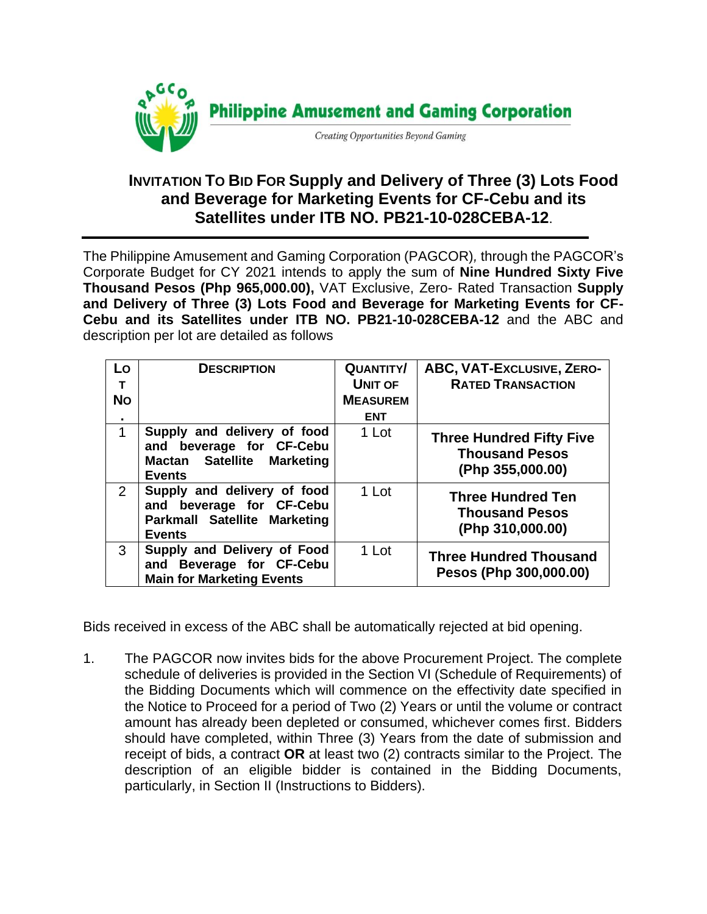Philippine Amusement and Gaming Corporation

*Creating Opportunities Beyond Gaming*

# INVITATION TO BID FOR Supply and Delivery of Three (3) Lots Food and Beverage for Marketing Events for CF-Cebu and its Satellites under ITB NO. PB21-10-028CEBA-12.

The Philippine Amusement and Gaming Corporation (PAGCOR), through the PAGCOR's Corporate Budget for CY 2021 intends to apply the sum of **Nine Hundred Sixty Five Thousand Pesos (Php 965,000.00),** VAT Exclusive, Zero- Rated Transaction **Supply and Delivery of Three (3) Lots Food and Beverage for Marketing Events for CF-Cebu and its Satellites under ITB NO. PB21-10-028CEBA-12** and the ABC and description per lot are detailed as follows

| LOT NO. | DESCRIPTION | QUANTITY/ UNIT OF MEASUREMENT | ABC, VAT-EXCLUSIVE, ZERO-RATED TRANSACTION |
|---|---|---|---|
| 1 | **Supply and delivery of food and beverage for CF-Cebu Mactan Satellite Marketing Events** | 1 Lot | **Three Hundred Fifty Five Thousand Pesos (Php 355,000.00)** |
| 2 | **Supply and delivery of food and beverage for CF-Cebu Parkmall Satellite Marketing Events** | 1 Lot | **Three Hundred Ten Thousand Pesos (Php 310,000.00)** |
| 3 | **Supply and Delivery of Food and Beverage for CF-Cebu Main for Marketing Events** | 1 Lot | **Three Hundred Thousand Pesos (Php 300,000.00)** |

Bids received in excess of the ABC shall be automatically rejected at bid opening.

1. The PAGCOR now invites bids for the above Procurement Project. The complete schedule of deliveries is provided in the Section VI (Schedule of Requirements) of the Bidding Documents which will commence on the effectivity date specified in the Notice to Proceed for a period of Two (2) Years or until the volume or contract amount has already been depleted or consumed, whichever comes first. Bidders should have completed, within Three (3) Years from the date of submission and receipt of bids, a contract **OR** at least two (2) contracts similar to the Project. The description of an eligible bidder is contained in the Bidding Documents, particularly, in Section II (Instructions to Bidders).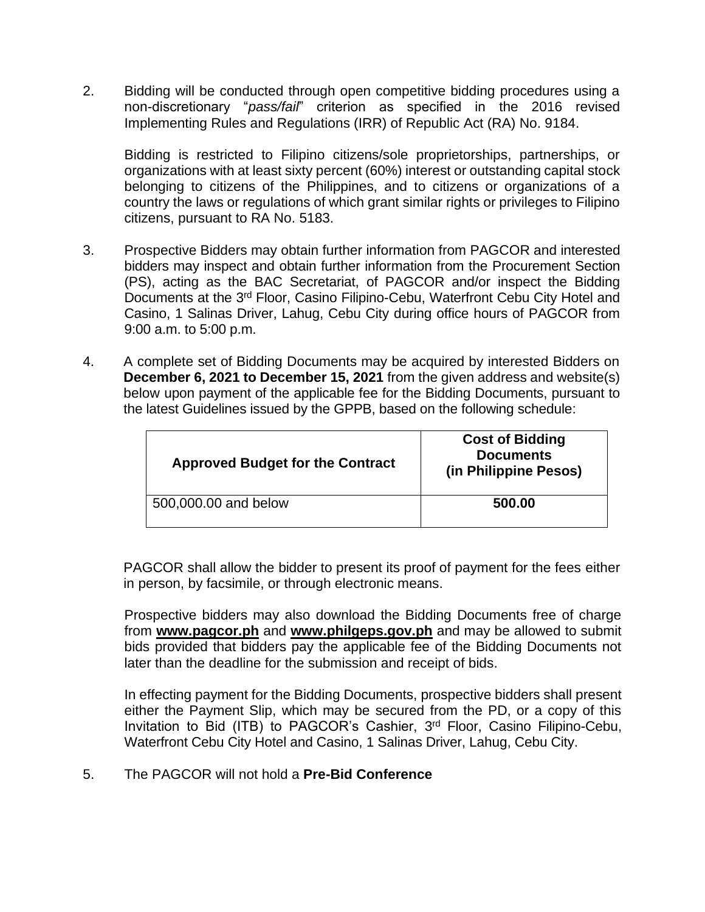2. Bidding will be conducted through open competitive bidding procedures using a non-discretionary "*pass/fail*" criterion as specified in the 2016 revised Implementing Rules and Regulations (IRR) of Republic Act (RA) No. 9184.

   Bidding is restricted to Filipino citizens/sole proprietorships, partnerships, or organizations with at least sixty percent (60%) interest or outstanding capital stock belonging to citizens of the Philippines, and to citizens or organizations of a country the laws or regulations of which grant similar rights or privileges to Filipino citizens, pursuant to RA No. 5183.

3. Prospective Bidders may obtain further information from PAGCOR and interested bidders may inspect and obtain further information from the Procurement Section (PS), acting as the BAC Secretariat, of PAGCOR and/or inspect the Bidding Documents at the 3rd Floor, Casino Filipino-Cebu, Waterfront Cebu City Hotel and Casino, 1 Salinas Driver, Lahug, Cebu City during office hours of PAGCOR from 9:00 a.m. to 5:00 p.m.

4. A complete set of Bidding Documents may be acquired by interested Bidders on **December 6, 2021 to December 15, 2021** from the given address and website(s) below upon payment of the applicable fee for the Bidding Documents, pursuant to the latest Guidelines issued by the GPPB, based on the following schedule:

| Approved Budget for the Contract | Cost of Bidding Documents (in Philippine Pesos) |
|---|---|
| 500,000.00 and below | **500.00** |

   PAGCOR shall allow the bidder to present its proof of payment for the fees either in person, by facsimile, or through electronic means.

   Prospective bidders may also download the Bidding Documents free of charge from **www.pagcor.ph** and **www.philgeps.gov.ph** and may be allowed to submit bids provided that bidders pay the applicable fee of the Bidding Documents not later than the deadline for the submission and receipt of bids.

   In effecting payment for the Bidding Documents, prospective bidders shall present either the Payment Slip, which may be secured from the PD, or a copy of this Invitation to Bid (ITB) to PAGCOR's Cashier, 3rd Floor, Casino Filipino-Cebu, Waterfront Cebu City Hotel and Casino, 1 Salinas Driver, Lahug, Cebu City.

5. The PAGCOR will not hold a **Pre-Bid Conference**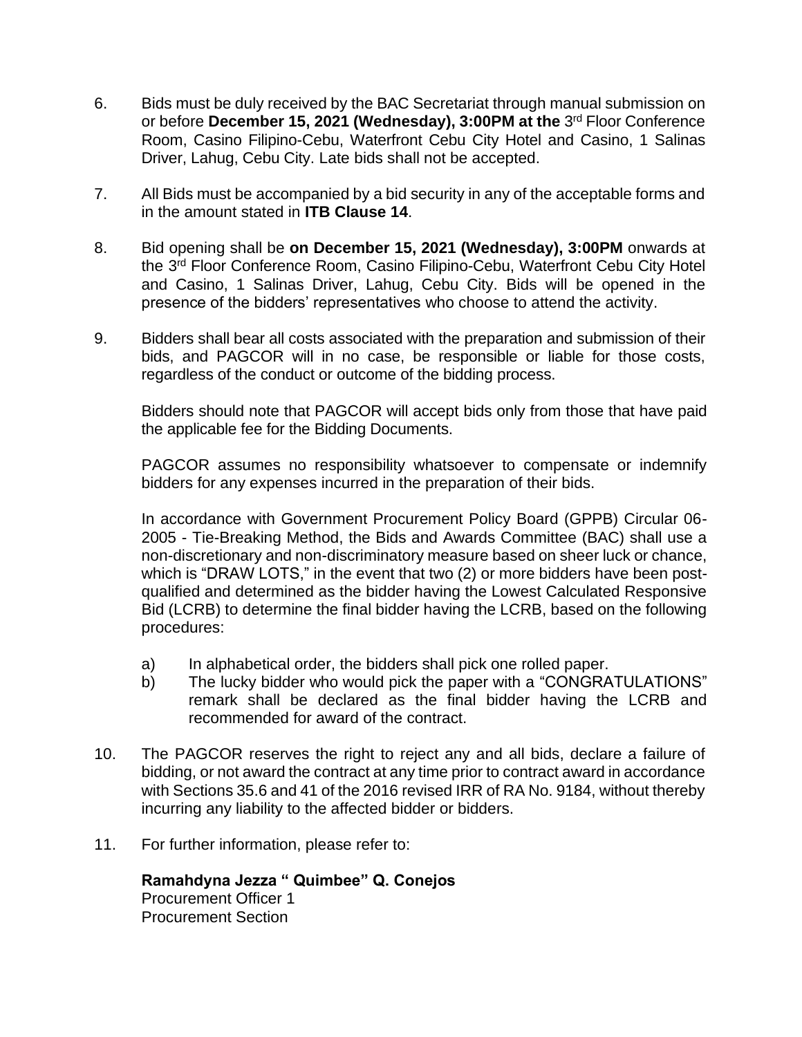6. Bids must be duly received by the BAC Secretariat through manual submission on or before **December 15, 2021 (Wednesday), 3:00PM at the** 3rd Floor Conference Room, Casino Filipino-Cebu, Waterfront Cebu City Hotel and Casino, 1 Salinas Driver, Lahug, Cebu City. Late bids shall not be accepted.

7. All Bids must be accompanied by a bid security in any of the acceptable forms and in the amount stated in **ITB Clause 14**.

8. Bid opening shall be **on December 15, 2021 (Wednesday), 3:00PM** onwards at the 3rd Floor Conference Room, Casino Filipino-Cebu, Waterfront Cebu City Hotel and Casino, 1 Salinas Driver, Lahug, Cebu City. Bids will be opened in the presence of the bidders' representatives who choose to attend the activity.

9. Bidders shall bear all costs associated with the preparation and submission of their bids, and PAGCOR will in no case, be responsible or liable for those costs, regardless of the conduct or outcome of the bidding process.

   Bidders should note that PAGCOR will accept bids only from those that have paid the applicable fee for the Bidding Documents.

   PAGCOR assumes no responsibility whatsoever to compensate or indemnify bidders for any expenses incurred in the preparation of their bids.

   In accordance with Government Procurement Policy Board (GPPB) Circular 06-2005 - Tie-Breaking Method, the Bids and Awards Committee (BAC) shall use a non-discretionary and non-discriminatory measure based on sheer luck or chance, which is "DRAW LOTS," in the event that two (2) or more bidders have been post-qualified and determined as the bidder having the Lowest Calculated Responsive Bid (LCRB) to determine the final bidder having the LCRB, based on the following procedures:

   a) In alphabetical order, the bidders shall pick one rolled paper.
   b) The lucky bidder who would pick the paper with a "CONGRATULATIONS" remark shall be declared as the final bidder having the LCRB and recommended for award of the contract.

10. The PAGCOR reserves the right to reject any and all bids, declare a failure of bidding, or not award the contract at any time prior to contract award in accordance with Sections 35.6 and 41 of the 2016 revised IRR of RA No. 9184, without thereby incurring any liability to the affected bidder or bidders.

11. For further information, please refer to:

    **Ramahdyna Jezza " Quimbee" Q. Conejos**
    Procurement Officer 1
    Procurement Section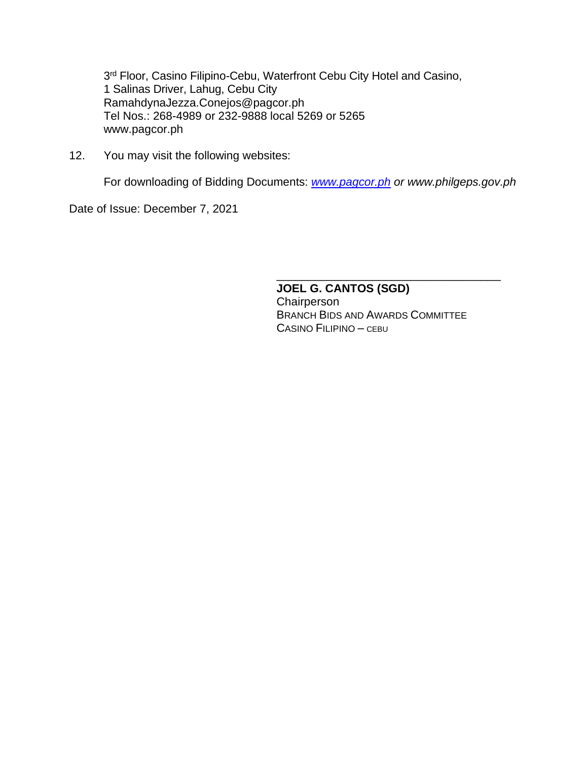3rd Floor, Casino Filipino-Cebu, Waterfront Cebu City Hotel and Casino,
1 Salinas Driver, Lahug, Cebu City
RamahdynaJezza.Conejos@pagcor.ph
Tel Nos.: 268-4989 or 232-9888 local 5269 or 5265
www.pagcor.ph

12. You may visit the following websites:

For downloading of Bidding Documents: *www.pagcor.ph or www.philgeps.gov.ph*

Date of Issue: December 7, 2021

\_\_\_\_\_\_\_\_\_\_\_\_\_\_\_\_\_\_\_\_\_\_\_\_\_\_\_\_\_\_\_\_\_\_\_\_

**JOEL G. CANTOS (SGD)**
Chairperson
BRANCH BIDS AND AWARDS COMMITTEE
CASINO FILIPINO – CEBU